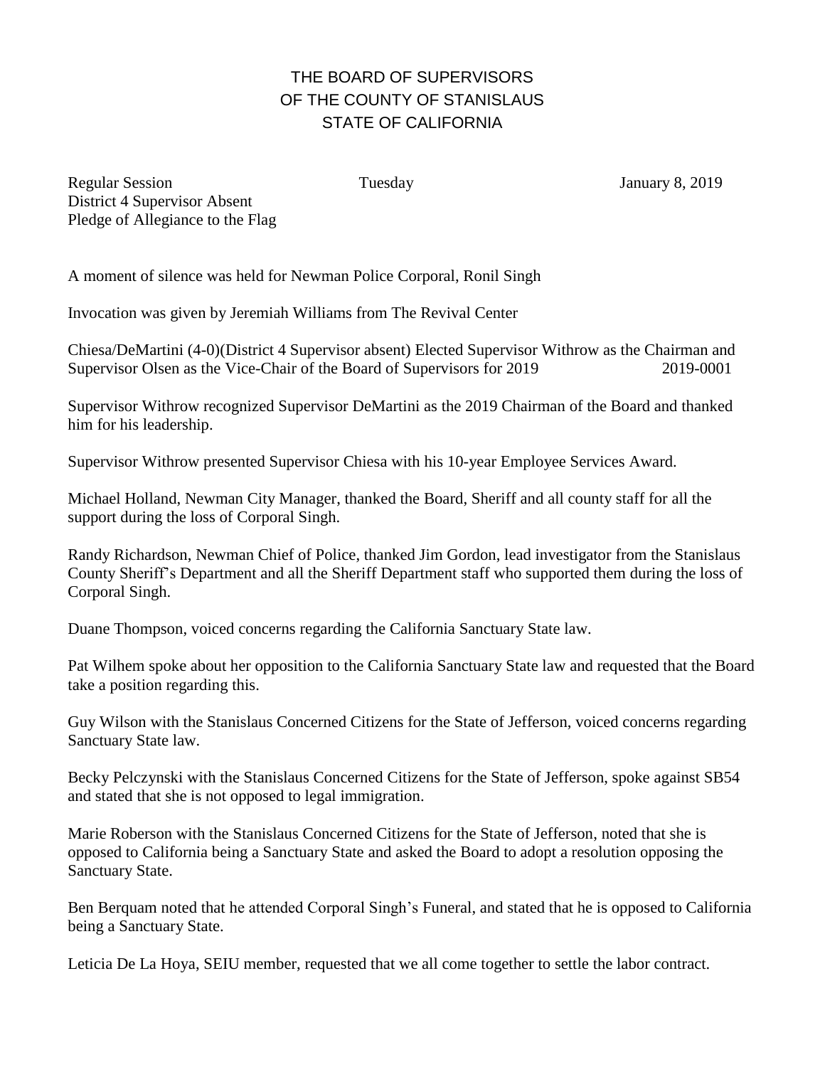# THE BOARD OF SUPERVISORS
# OF THE COUNTY OF STANISLAUS
# STATE OF CALIFORNIA

Regular Session                                        Tuesday                                        January 8, 2019
District 4 Supervisor Absent
Pledge of Allegiance to the Flag

A moment of silence was held for Newman Police Corporal, Ronil Singh

Invocation was given by Jeremiah Williams from The Revival Center

Chiesa/DeMartini (4-0)(District 4 Supervisor absent) Elected Supervisor Withrow as the Chairman and Supervisor Olsen as the Vice-Chair of the Board of Supervisors for 2019                    2019-0001

Supervisor Withrow recognized Supervisor DeMartini as the 2019 Chairman of the Board and thanked him for his leadership.

Supervisor Withrow presented Supervisor Chiesa with his 10-year Employee Services Award.

Michael Holland, Newman City Manager, thanked the Board, Sheriff and all county staff for all the support during the loss of Corporal Singh.

Randy Richardson, Newman Chief of Police, thanked Jim Gordon, lead investigator from the Stanislaus County Sheriff's Department and all the Sheriff Department staff who supported them during the loss of Corporal Singh.

Duane Thompson, voiced concerns regarding the California Sanctuary State law.

Pat Wilhem spoke about her opposition to the California Sanctuary State law and requested that the Board take a position regarding this.

Guy Wilson with the Stanislaus Concerned Citizens for the State of Jefferson, voiced concerns regarding Sanctuary State law.

Becky Pelczynski with the Stanislaus Concerned Citizens for the State of Jefferson, spoke against SB54 and stated that she is not opposed to legal immigration.

Marie Roberson with the Stanislaus Concerned Citizens for the State of Jefferson, noted that she is opposed to California being a Sanctuary State and asked the Board to adopt a resolution opposing the Sanctuary State.

Ben Berquam noted that he attended Corporal Singh's Funeral, and stated that he is opposed to California being a Sanctuary State.

Leticia De La Hoya, SEIU member, requested that we all come together to settle the labor contract.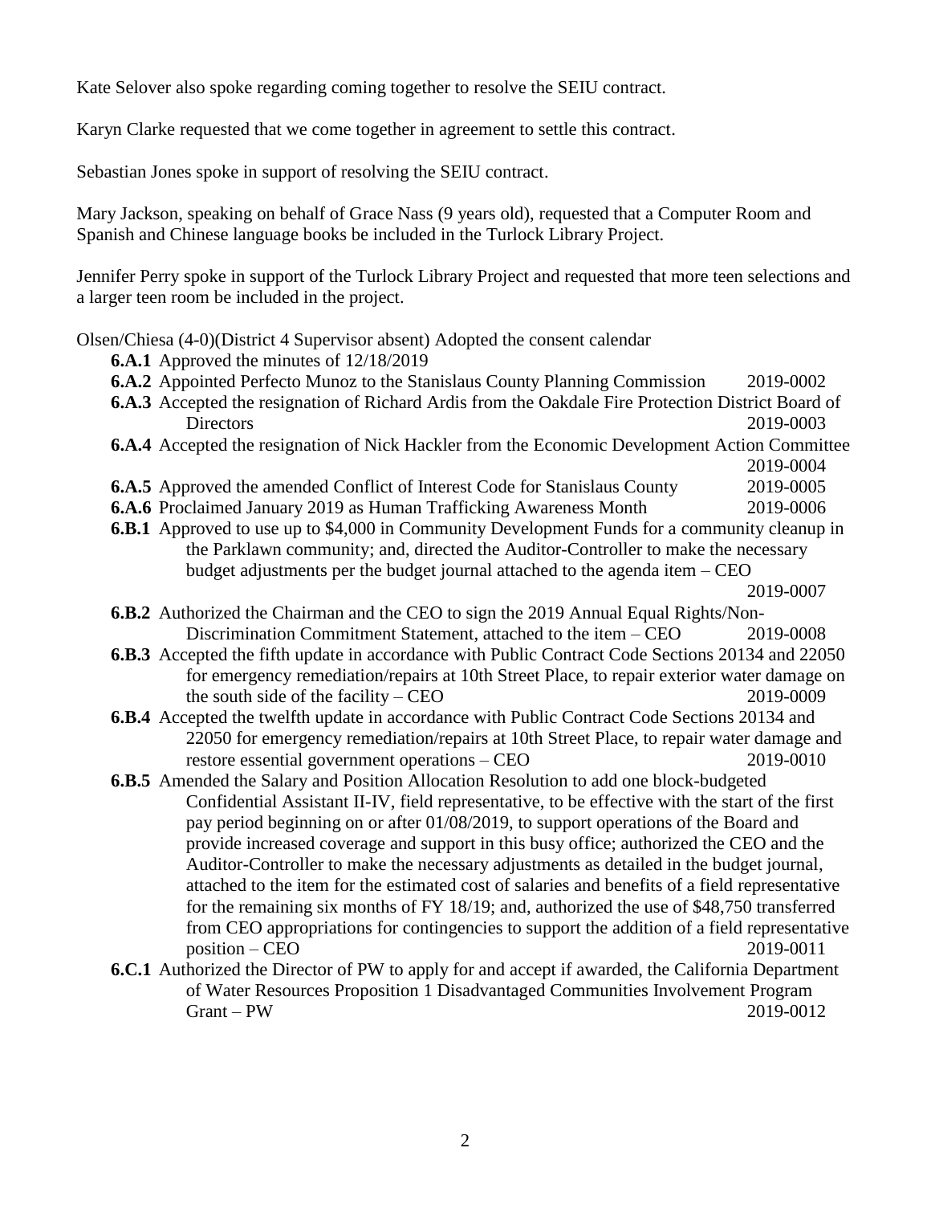Kate Selover also spoke regarding coming together to resolve the SEIU contract.

Karyn Clarke requested that we come together in agreement to settle this contract.

Sebastian Jones spoke in support of resolving the SEIU contract.

Mary Jackson, speaking on behalf of Grace Nass (9 years old), requested that a Computer Room and Spanish and Chinese language books be included in the Turlock Library Project.

Jennifer Perry spoke in support of the Turlock Library Project and requested that more teen selections and a larger teen room be included in the project.

Olsen/Chiesa (4-0)(District 4 Supervisor absent) Adopted the consent calendar

- **6.A.1** Approved the minutes of 12/18/2019
- **6.A.2** Appointed Perfecto Munoz to the Stanislaus County Planning Commission 2019-0002
- **6.A.3** Accepted the resignation of Richard Ardis from the Oakdale Fire Protection District Board of Directors 2019-0003
- **6.A.4** Accepted the resignation of Nick Hackler from the Economic Development Action Committee 2019-0004
- **6.A.5** Approved the amended Conflict of Interest Code for Stanislaus County 2019-0005
- **6.A.6** Proclaimed January 2019 as Human Trafficking Awareness Month 2019-0006
- **6.B.1** Approved to use up to $4,000 in Community Development Funds for a community cleanup in the Parklawn community; and, directed the Auditor-Controller to make the necessary budget adjustments per the budget journal attached to the agenda item – CEO 2019-0007
- **6.B.2** Authorized the Chairman and the CEO to sign the 2019 Annual Equal Rights/Non-Discrimination Commitment Statement, attached to the item – CEO 2019-0008
- **6.B.3** Accepted the fifth update in accordance with Public Contract Code Sections 20134 and 22050 for emergency remediation/repairs at 10th Street Place, to repair exterior water damage on the south side of the facility – CEO 2019-0009
- **6.B.4** Accepted the twelfth update in accordance with Public Contract Code Sections 20134 and 22050 for emergency remediation/repairs at 10th Street Place, to repair water damage and restore essential government operations – CEO 2019-0010
- **6.B.5** Amended the Salary and Position Allocation Resolution to add one block-budgeted Confidential Assistant II-IV, field representative, to be effective with the start of the first pay period beginning on or after 01/08/2019, to support operations of the Board and provide increased coverage and support in this busy office; authorized the CEO and the Auditor-Controller to make the necessary adjustments as detailed in the budget journal, attached to the item for the estimated cost of salaries and benefits of a field representative for the remaining six months of FY 18/19; and, authorized the use of $48,750 transferred from CEO appropriations for contingencies to support the addition of a field representative position – CEO 2019-0011
- **6.C.1** Authorized the Director of PW to apply for and accept if awarded, the California Department of Water Resources Proposition 1 Disadvantaged Communities Involvement Program Grant – PW 2019-0012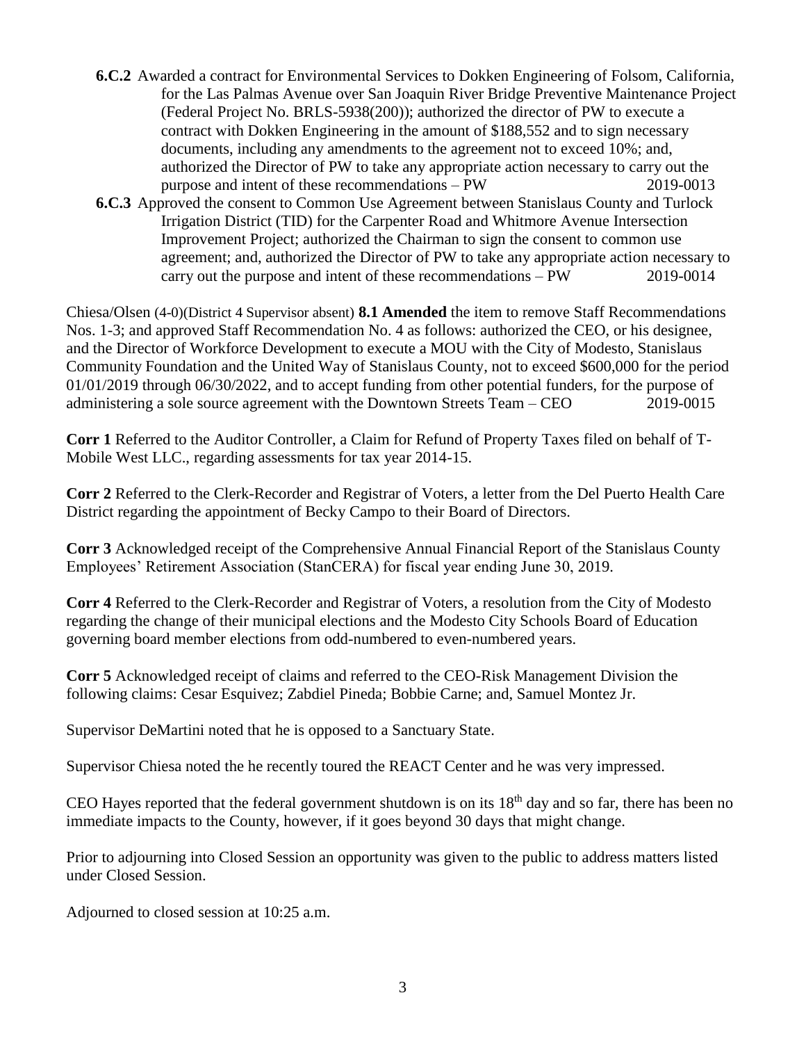**6.C.2** Awarded a contract for Environmental Services to Dokken Engineering of Folsom, California, for the Las Palmas Avenue over San Joaquin River Bridge Preventive Maintenance Project (Federal Project No. BRLS-5938(200)); authorized the director of PW to execute a contract with Dokken Engineering in the amount of $188,552 and to sign necessary documents, including any amendments to the agreement not to exceed 10%; and, authorized the Director of PW to take any appropriate action necessary to carry out the purpose and intent of these recommendations – PW 2019-0013

**6.C.3** Approved the consent to Common Use Agreement between Stanislaus County and Turlock Irrigation District (TID) for the Carpenter Road and Whitmore Avenue Intersection Improvement Project; authorized the Chairman to sign the consent to common use agreement; and, authorized the Director of PW to take any appropriate action necessary to carry out the purpose and intent of these recommendations – PW 2019-0014

Chiesa/Olsen (4-0)(District 4 Supervisor absent) **8.1 Amended** the item to remove Staff Recommendations Nos. 1-3; and approved Staff Recommendation No. 4 as follows: authorized the CEO, or his designee, and the Director of Workforce Development to execute a MOU with the City of Modesto, Stanislaus Community Foundation and the United Way of Stanislaus County, not to exceed $600,000 for the period 01/01/2019 through 06/30/2022, and to accept funding from other potential funders, for the purpose of administering a sole source agreement with the Downtown Streets Team – CEO 2019-0015

**Corr 1** Referred to the Auditor Controller, a Claim for Refund of Property Taxes filed on behalf of T-Mobile West LLC., regarding assessments for tax year 2014-15.

**Corr 2** Referred to the Clerk-Recorder and Registrar of Voters, a letter from the Del Puerto Health Care District regarding the appointment of Becky Campo to their Board of Directors.

**Corr 3** Acknowledged receipt of the Comprehensive Annual Financial Report of the Stanislaus County Employees' Retirement Association (StanCERA) for fiscal year ending June 30, 2019.

**Corr 4** Referred to the Clerk-Recorder and Registrar of Voters, a resolution from the City of Modesto regarding the change of their municipal elections and the Modesto City Schools Board of Education governing board member elections from odd-numbered to even-numbered years.

**Corr 5** Acknowledged receipt of claims and referred to the CEO-Risk Management Division the following claims: Cesar Esquivez; Zabdiel Pineda; Bobbie Carne; and, Samuel Montez Jr.

Supervisor DeMartini noted that he is opposed to a Sanctuary State.

Supervisor Chiesa noted the he recently toured the REACT Center and he was very impressed.

CEO Hayes reported that the federal government shutdown is on its 18th day and so far, there has been no immediate impacts to the County, however, if it goes beyond 30 days that might change.

Prior to adjourning into Closed Session an opportunity was given to the public to address matters listed under Closed Session.

Adjourned to closed session at 10:25 a.m.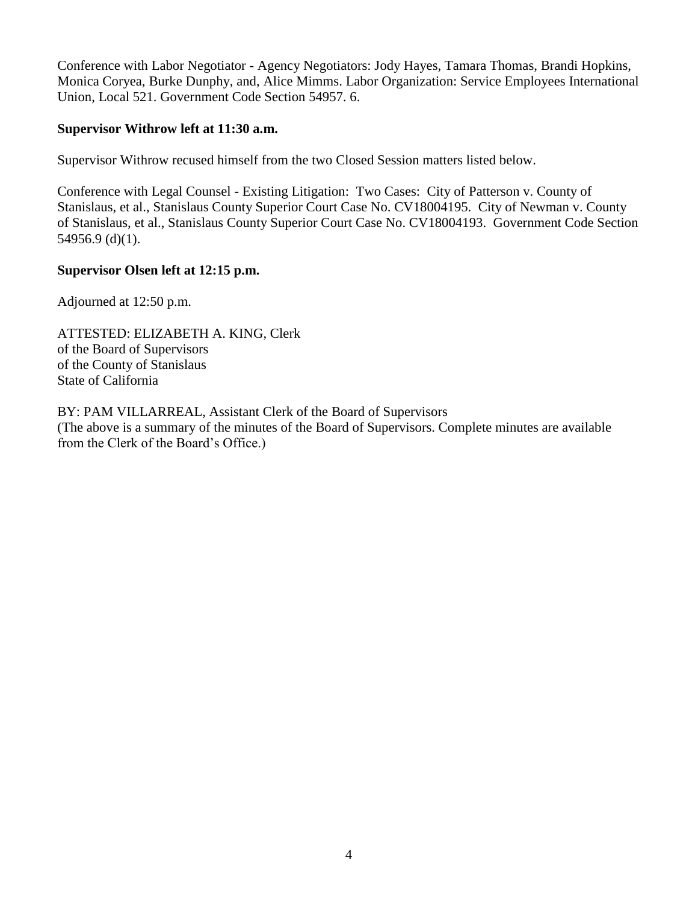Conference with Labor Negotiator - Agency Negotiators: Jody Hayes, Tamara Thomas, Brandi Hopkins, Monica Coryea, Burke Dunphy, and, Alice Mimms. Labor Organization: Service Employees International Union, Local 521. Government Code Section 54957. 6.

**Supervisor Withrow left at 11:30 a.m.**

Supervisor Withrow recused himself from the two Closed Session matters listed below.

Conference with Legal Counsel - Existing Litigation: Two Cases: City of Patterson v. County of Stanislaus, et al., Stanislaus County Superior Court Case No. CV18004195. City of Newman v. County of Stanislaus, et al., Stanislaus County Superior Court Case No. CV18004193. Government Code Section 54956.9 (d)(1).

**Supervisor Olsen left at 12:15 p.m.**

Adjourned at 12:50 p.m.

ATTESTED: ELIZABETH A. KING, Clerk
of the Board of Supervisors
of the County of Stanislaus
State of California

BY: PAM VILLARREAL, Assistant Clerk of the Board of Supervisors
(The above is a summary of the minutes of the Board of Supervisors. Complete minutes are available from the Clerk of the Board's Office.)